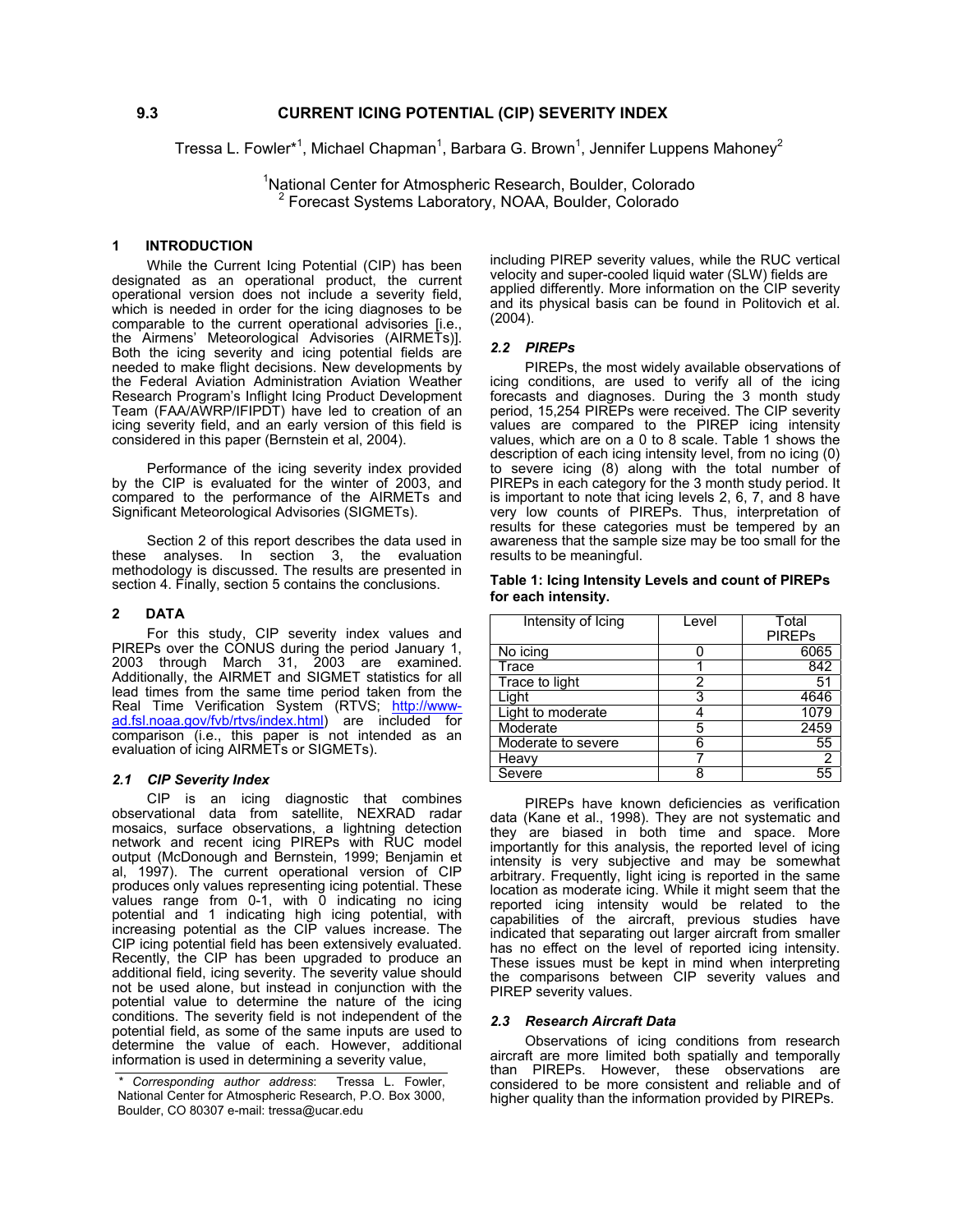# 9.3 CURRENT ICING POTENTIAL (CIP) SEVERITY INDEX

Tressa L. Fowler*[1], Michael Chapman[1], Barbara G. Brown[1], Jennifer Luppens Mahoney[2]

[1]National Center for Atmospheric Research, Boulder, Colorado
[2] Forecast Systems Laboratory, NOAA, Boulder, Colorado

## 1 INTRODUCTION

While the Current Icing Potential (CIP) has been designated as an operational product, the current operational version does not include a severity field, which is needed in order for the icing diagnoses to be comparable to the current operational advisories [i.e., the Airmens' Meteorological Advisories (AIRMETs)]. Both the icing severity and icing potential fields are needed to make flight decisions. New developments by the Federal Aviation Administration Aviation Weather Research Program's Inflight Icing Product Development Team (FAA/AWRP/IFIPDT) have led to creation of an icing severity field, and an early version of this field is considered in this paper (Bernstein et al, 2004).

Performance of the icing severity index provided by the CIP is evaluated for the winter of 2003, and compared to the performance of the AIRMETs and Significant Meteorological Advisories (SIGMETs).

Section 2 of this report describes the data used in these analyses. In section 3, the evaluation methodology is discussed. The results are presented in section 4. Finally, section 5 contains the conclusions.

## 2 DATA

For this study, CIP severity index values and PIREPs over the CONUS during the period January 1, 2003 through March 31, 2003 are examined. Additionally, the AIRMET and SIGMET statistics for all lead times from the same time period taken from the Real Time Verification System (RTVS; http://www-ad.fsl.noaa.gov/fvb/rtvs/index.html) are included for comparison (i.e., this paper is not intended as an evaluation of icing AIRMETs or SIGMETs).

### *2.1 CIP Severity Index*

CIP is an icing diagnostic that combines observational data from satellite, NEXRAD radar mosaics, surface observations, a lightning detection network and recent icing PIREPs with RUC model output (McDonough and Bernstein, 1999; Benjamin et al, 1997). The current operational version of CIP produces only values representing icing potential. These values range from 0-1, with 0 indicating no icing potential and 1 indicating high icing potential, with increasing potential as the CIP values increase. The CIP icing potential field has been extensively evaluated. Recently, the CIP has been upgraded to produce an additional field, icing severity. The severity value should not be used alone, but instead in conjunction with the potential value to determine the nature of the icing conditions. The severity field is not independent of the potential field, as some of the same inputs are used to determine the value of each. However, additional information is used in determining a severity value, including PIREP severity values, while the RUC vertical velocity and super-cooled liquid water (SLW) fields are applied differently. More information on the CIP severity and its physical basis can be found in Politovich et al. (2004).

### *2.2 PIREPs*

PIREPs, the most widely available observations of icing conditions, are used to verify all of the icing forecasts and diagnoses. During the 3 month study period, 15,254 PIREPs were received. The CIP severity values are compared to the PIREP icing intensity values, which are on a 0 to 8 scale. Table 1 shows the description of each icing intensity level, from no icing (0) to severe icing (8) along with the total number of PIREPs in each category for the 3 month study period. It is important to note that icing levels 2, 6, 7, and 8 have very low counts of PIREPs. Thus, interpretation of results for these categories must be tempered by an awareness that the sample size may be too small for the results to be meaningful.

**Table 1: Icing Intensity Levels and count of PIREPs for each intensity.**

| Intensity of Icing | Level | Total PIREPs |
|---|---|---|
| No icing | 0 | 6065 |
| Trace | 1 | 842 |
| Trace to light | 2 | 51 |
| Light | 3 | 4646 |
| Light to moderate | 4 | 1079 |
| Moderate | 5 | 2459 |
| Moderate to severe | 6 | 55 |
| Heavy | 7 | 2 |
| Severe | 8 | 55 |

PIREPs have known deficiencies as verification data (Kane et al., 1998). They are not systematic and they are biased in both time and space. More importantly for this analysis, the reported level of icing intensity is very subjective and may be somewhat arbitrary. Frequently, light icing is reported in the same location as moderate icing. While it might seem that the reported icing intensity would be related to the capabilities of the aircraft, previous studies have indicated that separating out larger aircraft from smaller has no effect on the level of reported icing intensity. These issues must be kept in mind when interpreting the comparisons between CIP severity values and PIREP severity values.

### *2.3 Research Aircraft Data*

Observations of icing conditions from research aircraft are more limited both spatially and temporally than PIREPs. However, these observations are considered to be more consistent and reliable and of higher quality than the information provided by PIREPs.

\* *Corresponding author address*: Tressa L. Fowler, National Center for Atmospheric Research, P.O. Box 3000, Boulder, CO 80307 e-mail: tressa@ucar.edu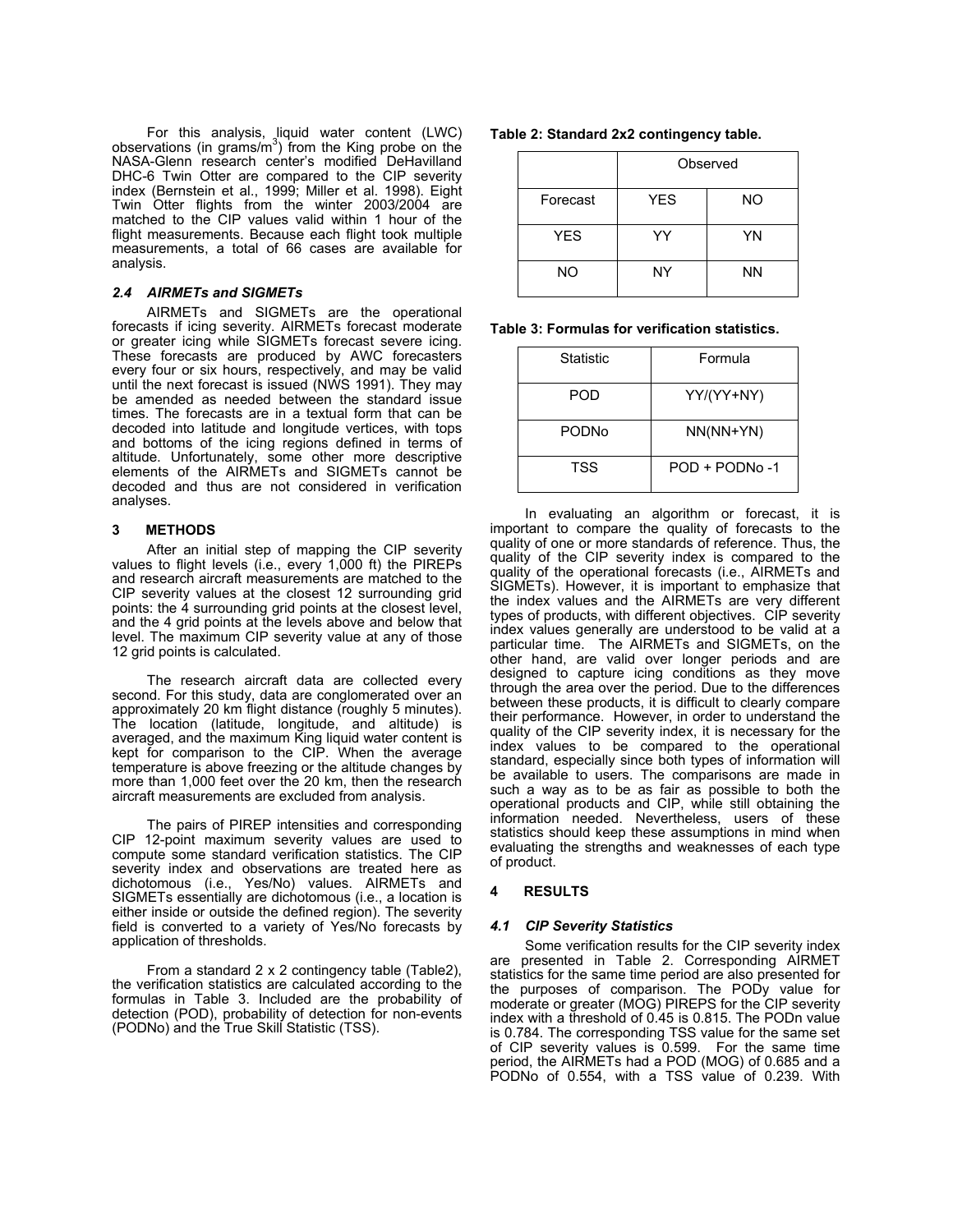For this analysis, liquid water content (LWC) observations (in grams/m$^3$) from the King probe on the NASA-Glenn research center's modified DeHavilland DHC-6 Twin Otter are compared to the CIP severity index (Bernstein et al., 1999; Miller et al. 1998). Eight Twin Otter flights from the winter 2003/2004 are matched to the CIP values valid within 1 hour of the flight measurements. Because each flight took multiple measurements, a total of 66 cases are available for analysis.

### *2.4 AIRMETs and SIGMETs*

AIRMETs and SIGMETs are the operational forecasts if icing severity. AIRMETs forecast moderate or greater icing while SIGMETs forecast severe icing. These forecasts are produced by AWC forecasters every four or six hours, respectively, and may be valid until the next forecast is issued (NWS 1991). They may be amended as needed between the standard issue times. The forecasts are in a textual form that can be decoded into latitude and longitude vertices, with tops and bottoms of the icing regions defined in terms of altitude. Unfortunately, some other more descriptive elements of the AIRMETs and SIGMETs cannot be decoded and thus are not considered in verification analyses.

## 3 METHODS

After an initial step of mapping the CIP severity values to flight levels (i.e., every 1,000 ft) the PIREPs and research aircraft measurements are matched to the CIP severity values at the closest 12 surrounding grid points: the 4 surrounding grid points at the closest level, and the 4 grid points at the levels above and below that level. The maximum CIP severity value at any of those 12 grid points is calculated.

The research aircraft data are collected every second. For this study, data are conglomerated over an approximately 20 km flight distance (roughly 5 minutes). The location (latitude, longitude, and altitude) is averaged, and the maximum King liquid water content is kept for comparison to the CIP. When the average temperature is above freezing or the altitude changes by more than 1,000 feet over the 20 km, then the research aircraft measurements are excluded from analysis.

The pairs of PIREP intensities and corresponding CIP 12-point maximum severity values are used to compute some standard verification statistics. The CIP severity index and observations are treated here as dichotomous (i.e., Yes/No) values. AIRMETs and SIGMETs essentially are dichotomous (i.e., a location is either inside or outside the defined region). The severity field is converted to a variety of Yes/No forecasts by application of thresholds.

From a standard 2 x 2 contingency table (Table2), the verification statistics are calculated according to the formulas in Table 3. Included are the probability of detection (POD), probability of detection for non-events (PODNo) and the True Skill Statistic (TSS).

**Table 2: Standard 2x2 contingency table.**

| | Observed | |
|---|---|---|
| Forecast | YES | NO |
| YES | YY | YN |
| NO | NY | NN |

**Table 3: Formulas for verification statistics.**

| Statistic | Formula |
|---|---|
| POD | YY/(YY+NY) |
| PODNo | NN(NN+YN) |
| TSS | POD + PODNo -1 |

In evaluating an algorithm or forecast, it is important to compare the quality of forecasts to the quality of one or more standards of reference. Thus, the quality of the CIP severity index is compared to the quality of the operational forecasts (i.e., AIRMETs and SIGMETs). However, it is important to emphasize that the index values and the AIRMETs are very different types of products, with different objectives. CIP severity index values generally are understood to be valid at a particular time. The AIRMETs and SIGMETs, on the other hand, are valid over longer periods and are designed to capture icing conditions as they move through the area over the period. Due to the differences between these products, it is difficult to clearly compare their performance. However, in order to understand the quality of the CIP severity index, it is necessary for the index values to be compared to the operational standard, especially since both types of information will be available to users. The comparisons are made in such a way as to be as fair as possible to both the operational products and CIP, while still obtaining the information needed. Nevertheless, users of these statistics should keep these assumptions in mind when evaluating the strengths and weaknesses of each type of product.

## 4 RESULTS

### *4.1 CIP Severity Statistics*

Some verification results for the CIP severity index are presented in Table 2. Corresponding AIRMET statistics for the same time period are also presented for the purposes of comparison. The PODy value for moderate or greater (MOG) PIREPS for the CIP severity index with a threshold of 0.45 is 0.815. The PODn value is 0.784. The corresponding TSS value for the same set of CIP severity values is 0.599. For the same time period, the AIRMETs had a POD (MOG) of 0.685 and a PODNo of 0.554, with a TSS value of 0.239. With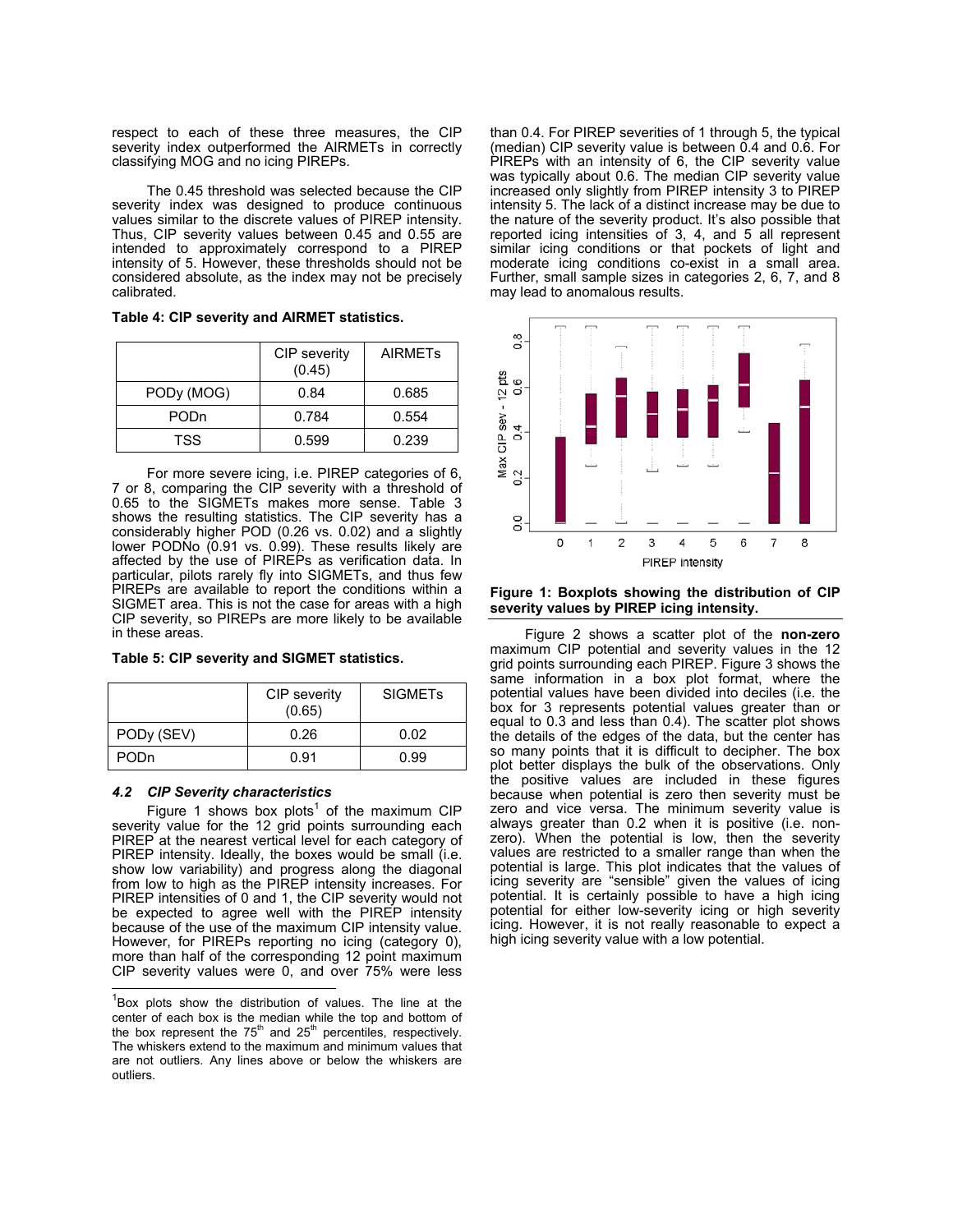respect to each of these three measures, the CIP severity index outperformed the AIRMETs in correctly classifying MOG and no icing PIREPs.

The 0.45 threshold was selected because the CIP severity index was designed to produce continuous values similar to the discrete values of PIREP intensity. Thus, CIP severity values between 0.45 and 0.55 are intended to approximately correspond to a PIREP intensity of 5. However, these thresholds should not be considered absolute, as the index may not be precisely calibrated.

**Table 4: CIP severity and AIRMET statistics.**

| | CIP severity (0.45) | AIRMETs |
|---|---|---|
| PODy (MOG) | 0.84 | 0.685 |
| PODn | 0.784 | 0.554 |
| TSS | 0.599 | 0.239 |

For more severe icing, i.e. PIREP categories of 6, 7 or 8, comparing the CIP severity with a threshold of 0.65 to the SIGMETs makes more sense. Table 3 shows the resulting statistics. The CIP severity has a considerably higher POD (0.26 vs. 0.02) and a slightly lower PODNo (0.91 vs. 0.99). These results likely are affected by the use of PIREPs as verification data. In particular, pilots rarely fly into SIGMETs, and thus few PIREPs are available to report the conditions within a SIGMET area. This is not the case for areas with a high CIP severity, so PIREPs are more likely to be available in these areas.

**Table 5: CIP severity and SIGMET statistics.**

| | CIP severity (0.65) | SIGMETs |
|---|---|---|
| PODy (SEV) | 0.26 | 0.02 |
| PODn | 0.91 | 0.99 |

### *4.2 CIP Severity characteristics*

Figure 1 shows box plots[1] of the maximum CIP severity value for the 12 grid points surrounding each PIREP at the nearest vertical level for each category of PIREP intensity. Ideally, the boxes would be small (i.e. show low variability) and progress along the diagonal from low to high as the PIREP intensity increases. For PIREP intensities of 0 and 1, the CIP severity would not be expected to agree well with the PIREP intensity because of the use of the maximum CIP intensity value. However, for PIREPs reporting no icing (category 0), more than half of the corresponding 12 point maximum CIP severity values were 0, and over 75% were less than 0.4. For PIREP severities of 1 through 5, the typical (median) CIP severity value is between 0.4 and 0.6. For PIREPs with an intensity of 6, the CIP severity value was typically about 0.6. The median CIP severity value increased only slightly from PIREP intensity 3 to PIREP intensity 5. The lack of a distinct increase may be due to the nature of the severity product. It's also possible that reported icing intensities of 3, 4, and 5 all represent similar icing conditions or that pockets of light and moderate icing conditions co-exist in a small area. Further, small sample sizes in categories 2, 6, 7, and 8 may lead to anomalous results.

**Figure 1: Boxplots showing the distribution of CIP severity values by PIREP icing intensity.**

Figure 2 shows a scatter plot of the **non-zero** maximum CIP potential and severity values in the 12 grid points surrounding each PIREP. Figure 3 shows the same information in a box plot format, where the potential values have been divided into deciles (i.e. the box for 3 represents potential values greater than or equal to 0.3 and less than 0.4). The scatter plot shows the details of the edges of the data, but the center has so many points that it is difficult to decipher. The box plot better displays the bulk of the observations. Only the positive values are included in these figures because when potential is zero then severity must be zero and vice versa. The minimum severity value is always greater than 0.2 when it is positive (i.e. non-zero). When the potential is low, then the severity values are restricted to a smaller range than when the potential is large. This plot indicates that the values of icing severity are "sensible" given the values of icing potential. It is certainly possible to have a high icing potential for either low-severity icing or high severity icing. However, it is not really reasonable to expect a high icing severity value with a low potential.

---

[1] Box plots show the distribution of values. The line at the center of each box is the median while the top and bottom of the box represent the 75th and 25th percentiles, respectively. The whiskers extend to the maximum and minimum values that are not outliers. Any lines above or below the whiskers are outliers.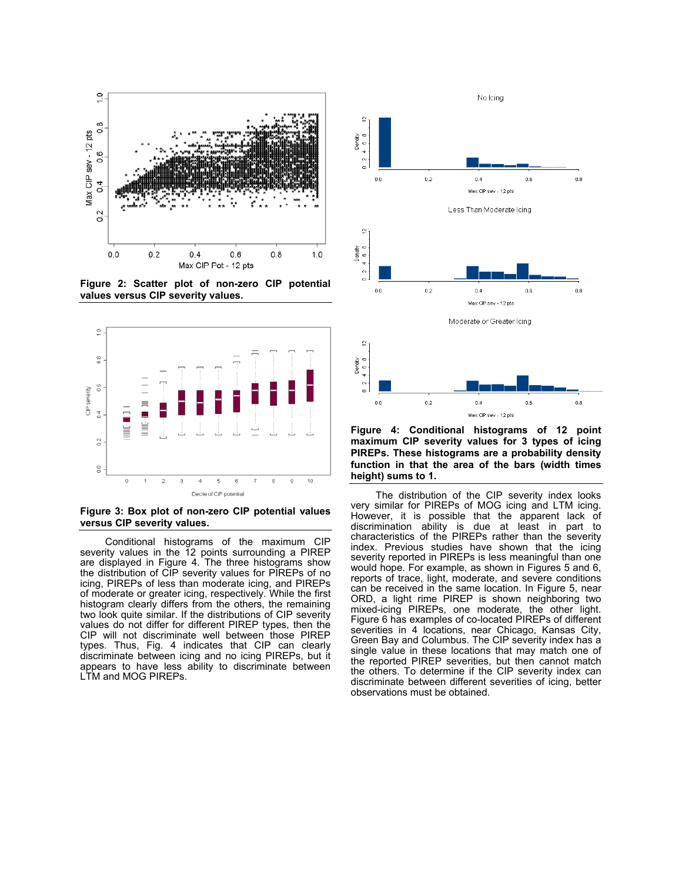**Figure 2: Scatter plot of non-zero CIP potential values versus CIP severity values.**

**Figure 3: Box plot of non-zero CIP potential values versus CIP severity values.**

Conditional histograms of the maximum CIP severity values in the 12 points surrounding a PIREP are displayed in Figure 4. The three histograms show the distribution of CIP severity values for PIREPs of no icing, PIREPs of less than moderate icing, and PIREPs of moderate or greater icing, respectively. While the first histogram clearly differs from the others, the remaining two look quite similar. If the distributions of CIP severity values do not differ for different PIREP types, then the CIP will not discriminate well between those PIREP types. Thus, Fig. 4 indicates that CIP can clearly discriminate between icing and no icing PIREPs, but it appears to have less ability to discriminate between LTM and MOG PIREPs.

**Figure 4: Conditional histograms of 12 point maximum CIP severity values for 3 types of icing PIREPs. These histograms are a probability density function in that the area of the bars (width times height) sums to 1.**

The distribution of the CIP severity index looks very similar for PIREPs of MOG icing and LTM icing. However, it is possible that the apparent lack of discrimination ability is due at least in part to characteristics of the PIREPs rather than the severity index. Previous studies have shown that the icing severity reported in PIREPs is less meaningful than one would hope. For example, as shown in Figures 5 and 6, reports of trace, light, moderate, and severe conditions can be received in the same location. In Figure 5, near ORD, a light rime PIREP is shown neighboring two mixed-icing PIREPs, one moderate, the other light. Figure 6 has examples of co-located PIREPs of different severities in 4 locations, near Chicago, Kansas City, Green Bay and Columbus. The CIP severity index has a single value in these locations that may match one of the reported PIREP severities, but then cannot match the others. To determine if the CIP severity index can discriminate between different severities of icing, better observations must be obtained.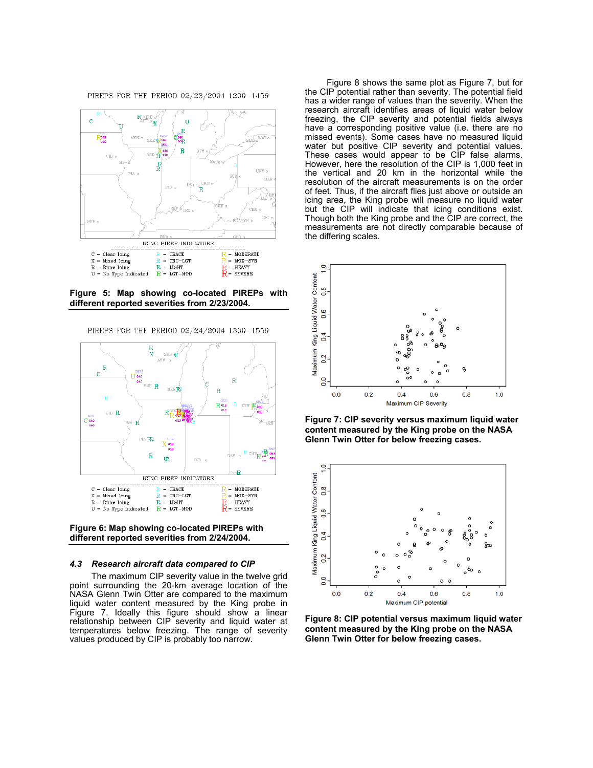Figure 5: Map showing co-located PIREPs with different reported severities from 2/23/2004.

Figure 6: Map showing co-located PIREPs with different reported severities from 2/24/2004.

### *4.3 Research aircraft data compared to CIP*

The maximum CIP severity value in the twelve grid point surrounding the 20-km average location of the NASA Glenn Twin Otter are compared to the maximum liquid water content measured by the King probe in Figure 7. Ideally this figure should show a linear relationship between CIP severity and liquid water at temperatures below freezing. The range of severity values produced by CIP is probably too narrow.

Figure 8 shows the same plot as Figure 7, but for the CIP potential rather than severity. The potential field has a wider range of values than the severity. When the research aircraft identifies areas of liquid water below freezing, the CIP severity and potential fields always have a corresponding positive value (i.e. there are no missed events). Some cases have no measured liquid water but positive CIP severity and potential values. These cases would appear to be CIP false alarms. However, here the resolution of the CIP is 1,000 feet in the vertical and 20 km in the horizontal while the resolution of the aircraft measurements is on the order of feet. Thus, if the aircraft flies just above or outside an icing area, the King probe will measure no liquid water but the CIP will indicate that icing conditions exist. Though both the King probe and the CIP are correct, the measurements are not directly comparable because of the differing scales.

**Figure 7: CIP severity versus maximum liquid water content measured by the King probe on the NASA Glenn Twin Otter for below freezing cases.**

**Figure 8: CIP potential versus maximum liquid water content measured by the King probe on the NASA Glenn Twin Otter for below freezing cases.**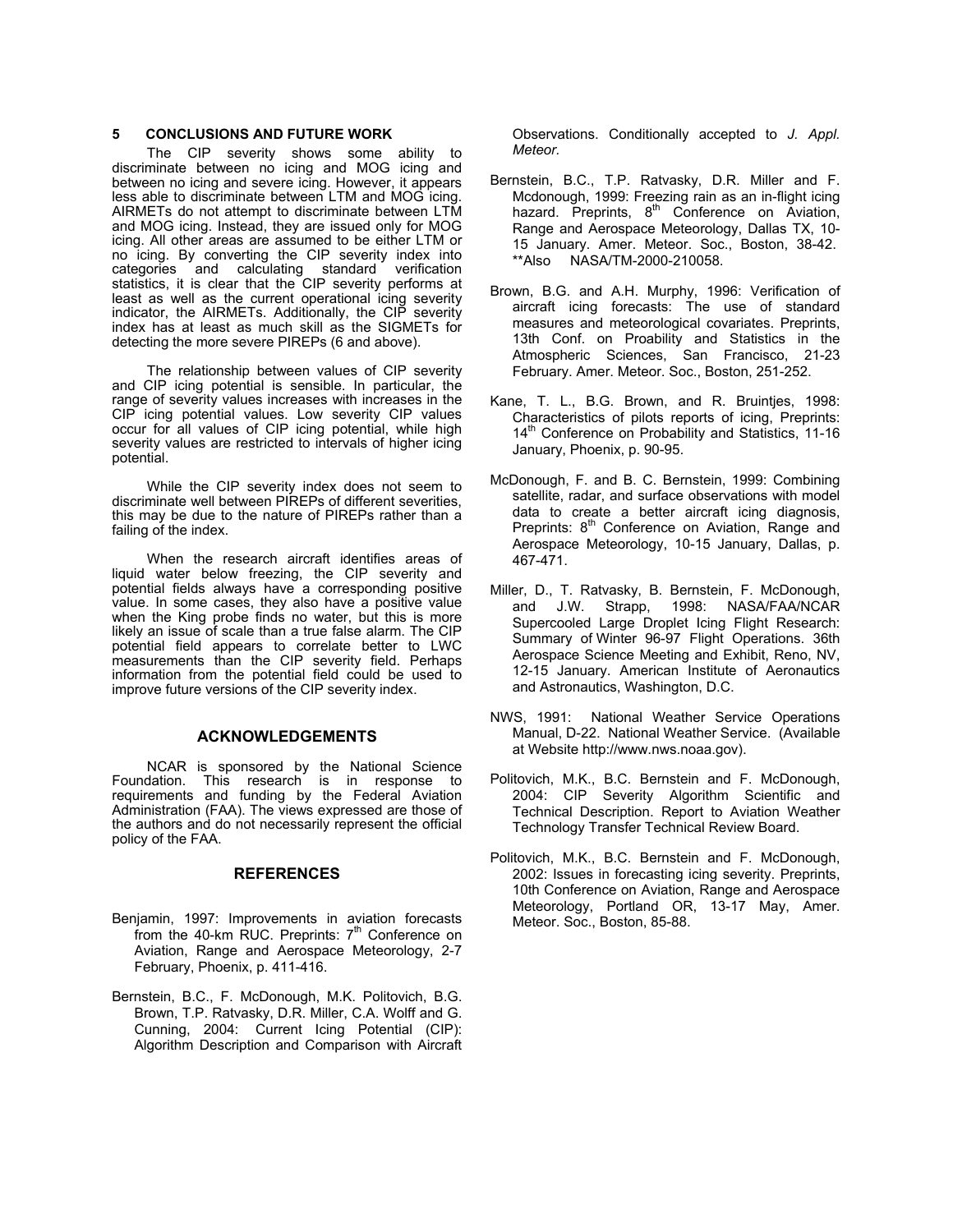## 5 CONCLUSIONS AND FUTURE WORK

The CIP severity shows some ability to discriminate between no icing and MOG icing and between no icing and severe icing. However, it appears less able to discriminate between LTM and MOG icing. AIRMETs do not attempt to discriminate between LTM and MOG icing. Instead, they are issued only for MOG icing. All other areas are assumed to be either LTM or no icing. By converting the CIP severity index into categories and calculating standard verification statistics, it is clear that the CIP severity performs at least as well as the current operational icing severity indicator, the AIRMETs. Additionally, the CIP severity index has at least as much skill as the SIGMETs for detecting the more severe PIREPs (6 and above).

The relationship between values of CIP severity and CIP icing potential is sensible. In particular, the range of severity values increases with increases in the CIP icing potential values. Low severity CIP values occur for all values of CIP icing potential, while high severity values are restricted to intervals of higher icing potential.

While the CIP severity index does not seem to discriminate well between PIREPs of different severities, this may be due to the nature of PIREPs rather than a failing of the index.

When the research aircraft identifies areas of liquid water below freezing, the CIP severity and potential fields always have a corresponding positive value. In some cases, they also have a positive value when the King probe finds no water, but this is more likely an issue of scale than a true false alarm. The CIP potential field appears to correlate better to LWC measurements than the CIP severity field. Perhaps information from the potential field could be used to improve future versions of the CIP severity index.

## ACKNOWLEDGEMENTS

NCAR is sponsored by the National Science Foundation. This research is in response to requirements and funding by the Federal Aviation Administration (FAA). The views expressed are those of the authors and do not necessarily represent the official policy of the FAA.

## REFERENCES

Benjamin, 1997: Improvements in aviation forecasts from the 40-km RUC. Preprints: 7th Conference on Aviation, Range and Aerospace Meteorology, 2-7 February, Phoenix, p. 411-416.

Bernstein, B.C., F. McDonough, M.K. Politovich, B.G. Brown, T.P. Ratvasky, D.R. Miller, C.A. Wolff and G. Cunning, 2004: Current Icing Potential (CIP): Algorithm Description and Comparison with Aircraft Observations. Conditionally accepted to *J. Appl. Meteor.*

Bernstein, B.C., T.P. Ratvasky, D.R. Miller and F. Mcdonough, 1999: Freezing rain as an in-flight icing hazard. Preprints, 8th Conference on Aviation, Range and Aerospace Meteorology, Dallas TX, 10-15 January. Amer. Meteor. Soc., Boston, 38-42. **Also NASA/TM-2000-210058.

Brown, B.G. and A.H. Murphy, 1996: Verification of aircraft icing forecasts: The use of standard measures and meteorological covariates. Preprints, 13th Conf. on Proability and Statistics in the Atmospheric Sciences, San Francisco, 21-23 February. Amer. Meteor. Soc., Boston, 251-252.

Kane, T. L., B.G. Brown, and R. Bruintjes, 1998: Characteristics of pilots reports of icing, Preprints: 14th Conference on Probability and Statistics, 11-16 January, Phoenix, p. 90-95.

McDonough, F. and B. C. Bernstein, 1999: Combining satellite, radar, and surface observations with model data to create a better aircraft icing diagnosis, Preprints: 8th Conference on Aviation, Range and Aerospace Meteorology, 10-15 January, Dallas, p. 467-471.

Miller, D., T. Ratvasky, B. Bernstein, F. McDonough, and J.W. Strapp, 1998: NASA/FAA/NCAR Supercooled Large Droplet Icing Flight Research: Summary of Winter 96-97 Flight Operations. 36th Aerospace Science Meeting and Exhibit, Reno, NV, 12-15 January. American Institute of Aeronautics and Astronautics, Washington, D.C.

NWS, 1991: National Weather Service Operations Manual, D-22. National Weather Service. (Available at Website http://www.nws.noaa.gov).

Politovich, M.K., B.C. Bernstein and F. McDonough, 2004: CIP Severity Algorithm Scientific and Technical Description. Report to Aviation Weather Technology Transfer Technical Review Board.

Politovich, M.K., B.C. Bernstein and F. McDonough, 2002: Issues in forecasting icing severity. Preprints, 10th Conference on Aviation, Range and Aerospace Meteorology, Portland OR, 13-17 May, Amer. Meteor. Soc., Boston, 85-88.